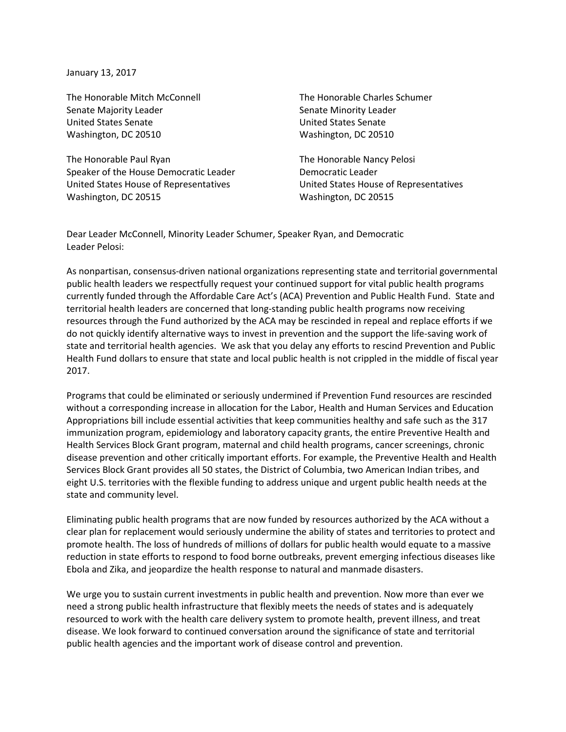January 13, 2017

The Honorable Mitch McConnell
Senate Majority Leader
United States Senate
Washington, DC 20510

The Honorable Charles Schumer
Senate Minority Leader
United States Senate
Washington, DC 20510

The Honorable Paul Ryan
Speaker of the House Democratic Leader
United States House of Representatives
Washington, DC 20515

The Honorable Nancy Pelosi
Democratic Leader
United States House of Representatives
Washington, DC 20515

Dear Leader McConnell, Minority Leader Schumer, Speaker Ryan, and Democratic Leader Pelosi:

As nonpartisan, consensus-driven national organizations representing state and territorial governmental public health leaders we respectfully request your continued support for vital public health programs currently funded through the Affordable Care Act's (ACA) Prevention and Public Health Fund. State and territorial health leaders are concerned that long-standing public health programs now receiving resources through the Fund authorized by the ACA may be rescinded in repeal and replace efforts if we do not quickly identify alternative ways to invest in prevention and the support the life-saving work of state and territorial health agencies. We ask that you delay any efforts to rescind Prevention and Public Health Fund dollars to ensure that state and local public health is not crippled in the middle of fiscal year 2017.

Programs that could be eliminated or seriously undermined if Prevention Fund resources are rescinded without a corresponding increase in allocation for the Labor, Health and Human Services and Education Appropriations bill include essential activities that keep communities healthy and safe such as the 317 immunization program, epidemiology and laboratory capacity grants, the entire Preventive Health and Health Services Block Grant program, maternal and child health programs, cancer screenings, chronic disease prevention and other critically important efforts. For example, the Preventive Health and Health Services Block Grant provides all 50 states, the District of Columbia, two American Indian tribes, and eight U.S. territories with the flexible funding to address unique and urgent public health needs at the state and community level.

Eliminating public health programs that are now funded by resources authorized by the ACA without a clear plan for replacement would seriously undermine the ability of states and territories to protect and promote health. The loss of hundreds of millions of dollars for public health would equate to a massive reduction in state efforts to respond to food borne outbreaks, prevent emerging infectious diseases like Ebola and Zika, and jeopardize the health response to natural and manmade disasters.

We urge you to sustain current investments in public health and prevention. Now more than ever we need a strong public health infrastructure that flexibly meets the needs of states and is adequately resourced to work with the health care delivery system to promote health, prevent illness, and treat disease. We look forward to continued conversation around the significance of state and territorial public health agencies and the important work of disease control and prevention.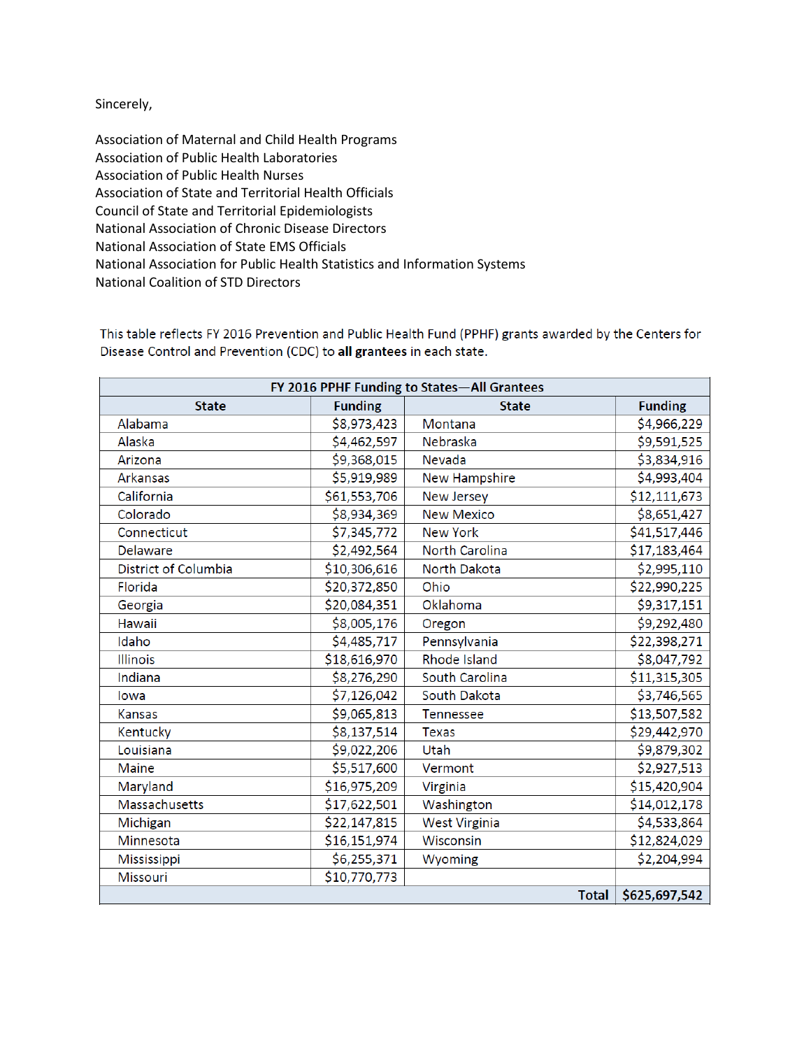Sincerely,

Association of Maternal and Child Health Programs
Association of Public Health Laboratories
Association of Public Health Nurses
Association of State and Territorial Health Officials
Council of State and Territorial Epidemiologists
National Association of Chronic Disease Directors
National Association of State EMS Officials
National Association for Public Health Statistics and Information Systems
National Coalition of STD Directors

This table reflects FY 2016 Prevention and Public Health Fund (PPHF) grants awarded by the Centers for Disease Control and Prevention (CDC) to **all grantees** in each state.

| **FY 2016 PPHF Funding to States—All Grantees** | | | |
|---|---|---|---|
| **State** | **Funding** | **State** | **Funding** |
| Alabama | $8,973,423 | Montana | $4,966,229 |
| Alaska | $4,462,597 | Nebraska | $9,591,525 |
| Arizona | $9,368,015 | Nevada | $3,834,916 |
| Arkansas | $5,919,989 | New Hampshire | $4,993,404 |
| California | $61,553,706 | New Jersey | $12,111,673 |
| Colorado | $8,934,369 | New Mexico | $8,651,427 |
| Connecticut | $7,345,772 | New York | $41,517,446 |
| Delaware | $2,492,564 | North Carolina | $17,183,464 |
| District of Columbia | $10,306,616 | North Dakota | $2,995,110 |
| Florida | $20,372,850 | Ohio | $22,990,225 |
| Georgia | $20,084,351 | Oklahoma | $9,317,151 |
| Hawaii | $8,005,176 | Oregon | $9,292,480 |
| Idaho | $4,485,717 | Pennsylvania | $22,398,271 |
| Illinois | $18,616,970 | Rhode Island | $8,047,792 |
| Indiana | $8,276,290 | South Carolina | $11,315,305 |
| Iowa | $7,126,042 | South Dakota | $3,746,565 |
| Kansas | $9,065,813 | Tennessee | $13,507,582 |
| Kentucky | $8,137,514 | Texas | $29,442,970 |
| Louisiana | $9,022,206 | Utah | $9,879,302 |
| Maine | $5,517,600 | Vermont | $2,927,513 |
| Maryland | $16,975,209 | Virginia | $15,420,904 |
| Massachusetts | $17,622,501 | Washington | $14,012,178 |
| Michigan | $22,147,815 | West Virginia | $4,533,864 |
| Minnesota | $16,151,974 | Wisconsin | $12,824,029 |
| Mississippi | $6,255,371 | Wyoming | $2,204,994 |
| Missouri | $10,770,773 | | |
| | | **Total** | **$625,697,542** |